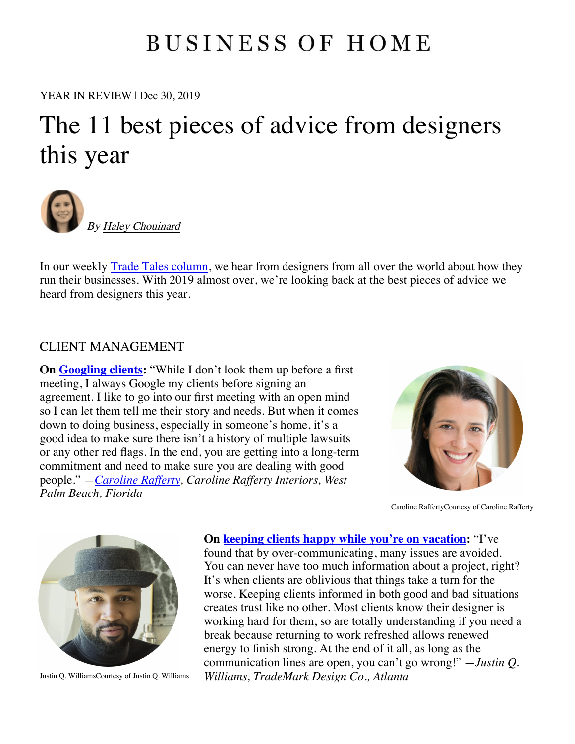# BUSINESS OF HOME

YEAR IN REVIEW | Dec 30, 2019

## The 11 best pieces of advice from designers this year

*By Haley Chouinard*

In our weekly Trade Tales column, we hear from designers from all over the world about how they run their businesses. With 2019 almost over, we're looking back at the best pieces of advice we heard from designers this year.

### CLIENT MANAGEMENT

**On Googling clients:** "While I don't look them up before a first meeting, I always Google my clients before signing an agreement. I like to go into our first meeting with an open mind so I can let them tell me their story and needs. But when it comes down to doing business, especially in someone's home, it's a good idea to make sure there isn't a history of multiple lawsuits or any other red flags. In the end, you are getting into a long-term commitment and need to make sure you are dealing with good people." *—Caroline Rafferty, Caroline Rafferty Interiors, West Palm Beach, Florida*

Caroline RaffertyCourtesy of Caroline Rafferty

**On keeping clients happy while you're on vacation:** "I've found that by over-communicating, many issues are avoided. You can never have too much information about a project, right? It's when clients are oblivious that things take a turn for the worse. Keeping clients informed in both good and bad situations creates trust like no other. Most clients know their designer is working hard for them, so are totally understanding if you need a break because returning to work refreshed allows renewed energy to finish strong. At the end of it all, as long as the communication lines are open, you can't go wrong!" *—Justin Q. Williams, TradeMark Design Co., Atlanta*

Justin Q. WilliamsCourtesy of Justin Q. Williams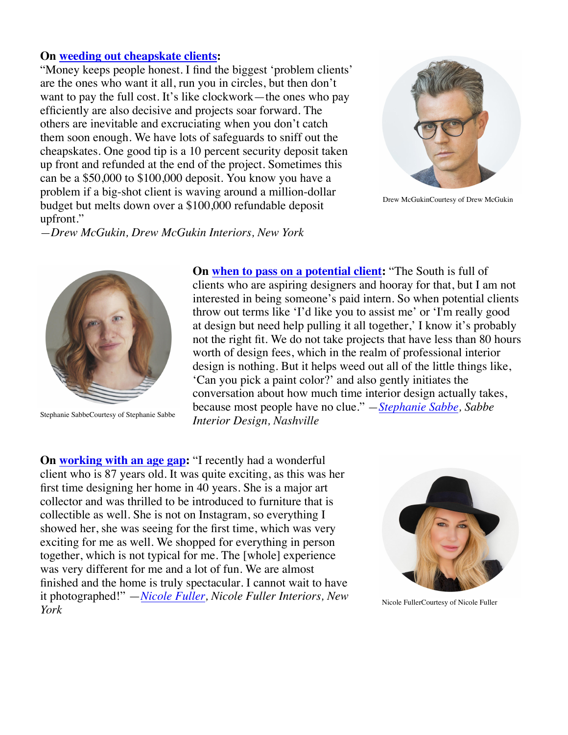**On weeding out cheapskate clients:**
"Money keeps people honest. I find the biggest 'problem clients' are the ones who want it all, run you in circles, but then don't want to pay the full cost. It's like clockwork—the ones who pay efficiently are also decisive and projects soar forward. The others are inevitable and excruciating when you don't catch them soon enough. We have lots of safeguards to sniff out the cheapskates. One good tip is a 10 percent security deposit taken up front and refunded at the end of the project. Sometimes this can be a $50,000 to $100,000 deposit. You know you have a problem if a big-shot client is waving around a million-dollar budget but melts down over a $100,000 refundable deposit upfront."
*—Drew McGukin, Drew McGukin Interiors, New York*

Drew McGukinCourtesy of Drew McGukin

**On when to pass on a potential client:** "The South is full of clients who are aspiring designers and hooray for that, but I am not interested in being someone's paid intern. So when potential clients throw out terms like 'I'd like you to assist me' or 'I'm really good at design but need help pulling it all together,' I know it's probably not the right fit. We do not take projects that have less than 80 hours worth of design fees, which in the realm of professional interior design is nothing. But it helps weed out all of the little things like, 'Can you pick a paint color?' and also gently initiates the conversation about how much time interior design actually takes, because most people have no clue." *—Stephanie Sabbe, Sabbe Interior Design, Nashville*

Stephanie SabbeCourtesy of Stephanie Sabbe

**On working with an age gap:** "I recently had a wonderful client who is 87 years old. It was quite exciting, as this was her first time designing her home in 40 years. She is a major art collector and was thrilled to be introduced to furniture that is collectible as well. She is not on Instagram, so everything I showed her, she was seeing for the first time, which was very exciting for me as well. We shopped for everything in person together, which is not typical for me. The [whole] experience was very different for me and a lot of fun. We are almost finished and the home is truly spectacular. I cannot wait to have it photographed!" *—Nicole Fuller, Nicole Fuller Interiors, New York*

Nicole FullerCourtesy of Nicole Fuller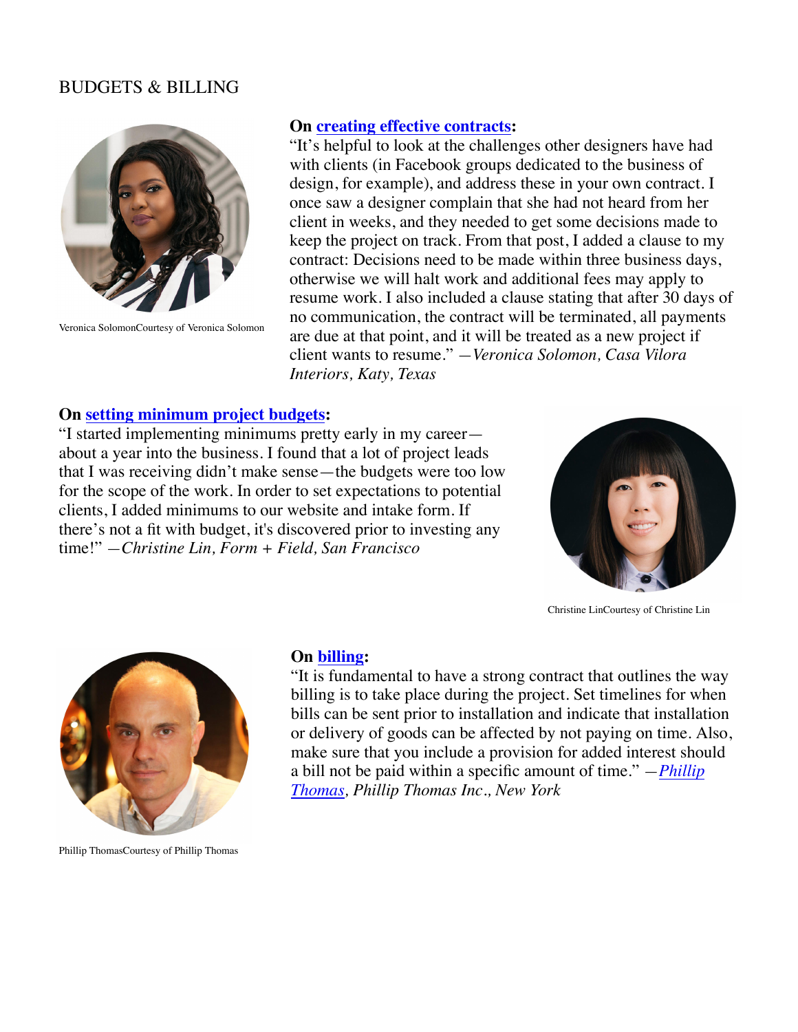## BUDGETS & BILLING

Veronica SolomonCourtesy of Veronica Solomon

**On creating effective contracts:**

"It's helpful to look at the challenges other designers have had with clients (in Facebook groups dedicated to the business of design, for example), and address these in your own contract. I once saw a designer complain that she had not heard from her client in weeks, and they needed to get some decisions made to keep the project on track. From that post, I added a clause to my contract: Decisions need to be made within three business days, otherwise we will halt work and additional fees may apply to resume work. I also included a clause stating that after 30 days of no communication, the contract will be terminated, all payments are due at that point, and it will be treated as a new project if client wants to resume." *—Veronica Solomon, Casa Vilora Interiors, Katy, Texas*

**On setting minimum project budgets:**

"I started implementing minimums pretty early in my career—about a year into the business. I found that a lot of project leads that I was receiving didn't make sense—the budgets were too low for the scope of the work. In order to set expectations to potential clients, I added minimums to our website and intake form. If there's not a fit with budget, it's discovered prior to investing any time!" *—Christine Lin, Form + Field, San Francisco*

Christine LinCourtesy of Christine Lin

Phillip ThomasCourtesy of Phillip Thomas

**On billing:**

"It is fundamental to have a strong contract that outlines the way billing is to take place during the project. Set timelines for when bills can be sent prior to installation and indicate that installation or delivery of goods can be affected by not paying on time. Also, make sure that you include a provision for added interest should a bill not be paid within a specific amount of time." *—Phillip Thomas, Phillip Thomas Inc., New York*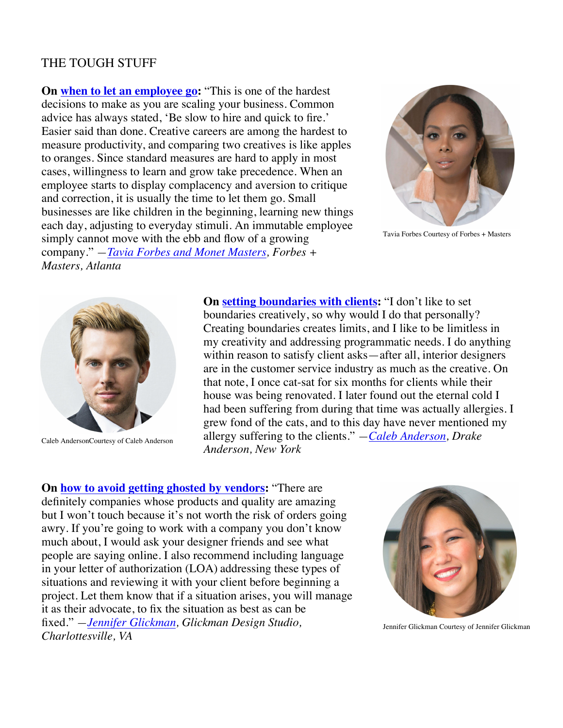THE TOUGH STUFF

**On when to let an employee go:** "This is one of the hardest decisions to make as you are scaling your business. Common advice has always stated, 'Be slow to hire and quick to fire.' Easier said than done. Creative careers are among the hardest to measure productivity, and comparing two creatives is like apples to oranges. Since standard measures are hard to apply in most cases, willingness to learn and grow take precedence. When an employee starts to display complacency and aversion to critique and correction, it is usually the time to let them go. Small businesses are like children in the beginning, learning new things each day, adjusting to everyday stimuli. An immutable employee simply cannot move with the ebb and flow of a growing company." —*Tavia Forbes and Monet Masters, Forbes + Masters, Atlanta*

Tavia Forbes Courtesy of Forbes + Masters

**On setting boundaries with clients:** "I don't like to set boundaries creatively, so why would I do that personally? Creating boundaries creates limits, and I like to be limitless in my creativity and addressing programmatic needs. I do anything within reason to satisfy client asks—after all, interior designers are in the customer service industry as much as the creative. On that note, I once cat-sat for six months for clients while their house was being renovated. I later found out the eternal cold I had been suffering from during that time was actually allergies. I grew fond of the cats, and to this day have never mentioned my allergy suffering to the clients." —*Caleb Anderson, Drake Anderson, New York*

Caleb AndersonCourtesy of Caleb Anderson

**On how to avoid getting ghosted by vendors:** "There are definitely companies whose products and quality are amazing but I won't touch because it's not worth the risk of orders going awry. If you're going to work with a company you don't know much about, I would ask your designer friends and see what people are saying online. I also recommend including language in your letter of authorization (LOA) addressing these types of situations and reviewing it with your client before beginning a project. Let them know that if a situation arises, you will manage it as their advocate, to fix the situation as best as can be fixed." —*Jennifer Glickman, Glickman Design Studio, Charlottesville, VA*

Jennifer Glickman Courtesy of Jennifer Glickman